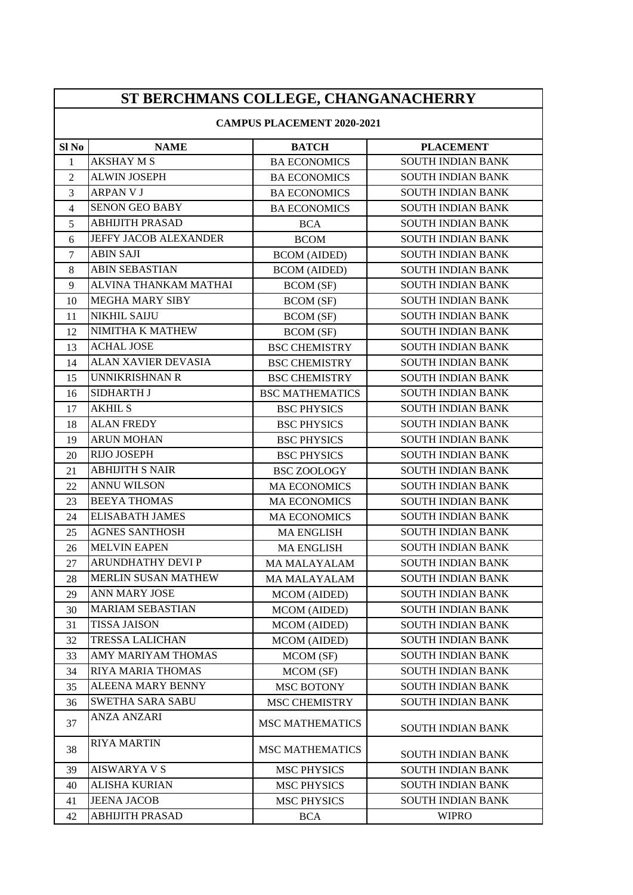# ST BERCHMANS COLLEGE, CHANGANACHERRY

## CAMPUS PLACEMENT 2020-2021

| Sl No | NAME | BATCH | PLACEMENT |
|---|---|---|---|
| 1 | AKSHAY M S | BA ECONOMICS | SOUTH INDIAN BANK |
| 2 | ALWIN JOSEPH | BA ECONOMICS | SOUTH INDIAN BANK |
| 3 | ARPAN V J | BA ECONOMICS | SOUTH INDIAN BANK |
| 4 | SENON GEO BABY | BA ECONOMICS | SOUTH INDIAN BANK |
| 5 | ABHIJITH PRASAD | BCA | SOUTH INDIAN BANK |
| 6 | JEFFY JACOB ALEXANDER | BCOM | SOUTH INDIAN BANK |
| 7 | ABIN SAJI | BCOM (AIDED) | SOUTH INDIAN BANK |
| 8 | ABIN SEBASTIAN | BCOM (AIDED) | SOUTH INDIAN BANK |
| 9 | ALVINA THANKAM MATHAI | BCOM (SF) | SOUTH INDIAN BANK |
| 10 | MEGHA MARY SIBY | BCOM (SF) | SOUTH INDIAN BANK |
| 11 | NIKHIL SAIJU | BCOM (SF) | SOUTH INDIAN BANK |
| 12 | NIMITHA K MATHEW | BCOM (SF) | SOUTH INDIAN BANK |
| 13 | ACHAL JOSE | BSC CHEMISTRY | SOUTH INDIAN BANK |
| 14 | ALAN XAVIER DEVASIA | BSC CHEMISTRY | SOUTH INDIAN BANK |
| 15 | UNNIKRISHNAN R | BSC CHEMISTRY | SOUTH INDIAN BANK |
| 16 | SIDHARTH J | BSC MATHEMATICS | SOUTH INDIAN BANK |
| 17 | AKHIL S | BSC PHYSICS | SOUTH INDIAN BANK |
| 18 | ALAN FREDY | BSC PHYSICS | SOUTH INDIAN BANK |
| 19 | ARUN MOHAN | BSC PHYSICS | SOUTH INDIAN BANK |
| 20 | RIJO JOSEPH | BSC PHYSICS | SOUTH INDIAN BANK |
| 21 | ABHIJITH S NAIR | BSC ZOOLOGY | SOUTH INDIAN BANK |
| 22 | ANNU WILSON | MA ECONOMICS | SOUTH INDIAN BANK |
| 23 | BEEYA THOMAS | MA ECONOMICS | SOUTH INDIAN BANK |
| 24 | ELISABATH JAMES | MA ECONOMICS | SOUTH INDIAN BANK |
| 25 | AGNES SANTHOSH | MA ENGLISH | SOUTH INDIAN BANK |
| 26 | MELVIN EAPEN | MA ENGLISH | SOUTH INDIAN BANK |
| 27 | ARUNDHATHY DEVI P | MA MALAYALAM | SOUTH INDIAN BANK |
| 28 | MERLIN SUSAN MATHEW | MA MALAYALAM | SOUTH INDIAN BANK |
| 29 | ANN MARY JOSE | MCOM (AIDED) | SOUTH INDIAN BANK |
| 30 | MARIAM SEBASTIAN | MCOM (AIDED) | SOUTH INDIAN BANK |
| 31 | TISSA JAISON | MCOM (AIDED) | SOUTH INDIAN BANK |
| 32 | TRESSA LALICHAN | MCOM (AIDED) | SOUTH INDIAN BANK |
| 33 | AMY MARIYAM THOMAS | MCOM (SF) | SOUTH INDIAN BANK |
| 34 | RIYA MARIA THOMAS | MCOM (SF) | SOUTH INDIAN BANK |
| 35 | ALEENA MARY BENNY | MSC BOTONY | SOUTH INDIAN BANK |
| 36 | SWETHA SARA SABU | MSC CHEMISTRY | SOUTH INDIAN BANK |
| 37 | ANZA ANZARI | MSC MATHEMATICS | SOUTH INDIAN BANK |
| 38 | RIYA MARTIN | MSC MATHEMATICS | SOUTH INDIAN BANK |
| 39 | AISWARYA V S | MSC PHYSICS | SOUTH INDIAN BANK |
| 40 | ALISHA KURIAN | MSC PHYSICS | SOUTH INDIAN BANK |
| 41 | JEENA JACOB | MSC PHYSICS | SOUTH INDIAN BANK |
| 42 | ABHIJITH PRASAD | BCA | WIPRO |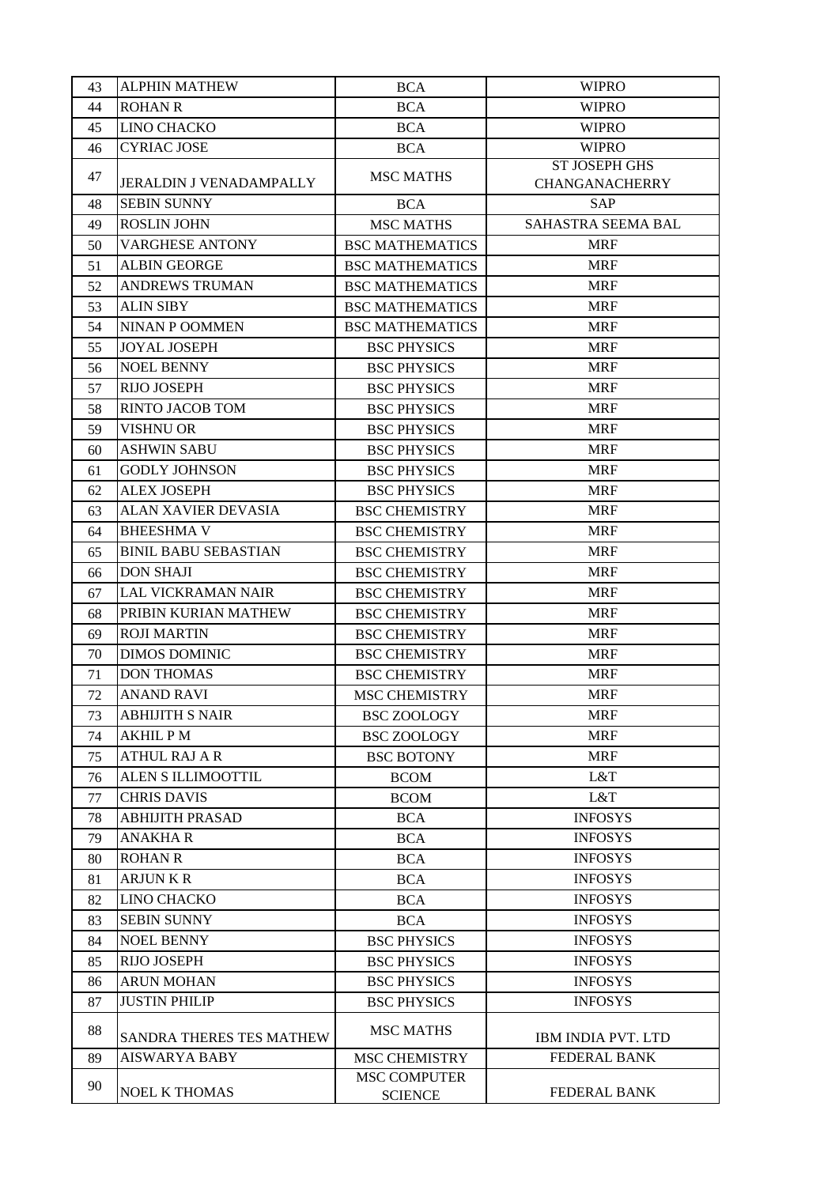| 43 | ALPHIN MATHEW | BCA | WIPRO |
|---|---|---|---|
| 44 | ROHAN R | BCA | WIPRO |
| 45 | LINO CHACKO | BCA | WIPRO |
| 46 | CYRIAC JOSE | BCA | WIPRO |
| 47 | JERALDIN J VENADAMPALLY | MSC MATHS | ST JOSEPH GHS CHANGANACHERRY |
| 48 | SEBIN SUNNY | BCA | SAP |
| 49 | ROSLIN JOHN | MSC MATHS | SAHASTRA SEEMA BAL |
| 50 | VARGHESE ANTONY | BSC MATHEMATICS | MRF |
| 51 | ALBIN GEORGE | BSC MATHEMATICS | MRF |
| 52 | ANDREWS TRUMAN | BSC MATHEMATICS | MRF |
| 53 | ALIN SIBY | BSC MATHEMATICS | MRF |
| 54 | NINAN P OOMMEN | BSC MATHEMATICS | MRF |
| 55 | JOYAL JOSEPH | BSC PHYSICS | MRF |
| 56 | NOEL BENNY | BSC PHYSICS | MRF |
| 57 | RIJO JOSEPH | BSC PHYSICS | MRF |
| 58 | RINTO JACOB TOM | BSC PHYSICS | MRF |
| 59 | VISHNU OR | BSC PHYSICS | MRF |
| 60 | ASHWIN SABU | BSC PHYSICS | MRF |
| 61 | GODLY JOHNSON | BSC PHYSICS | MRF |
| 62 | ALEX JOSEPH | BSC PHYSICS | MRF |
| 63 | ALAN XAVIER DEVASIA | BSC CHEMISTRY | MRF |
| 64 | BHEESHMA V | BSC CHEMISTRY | MRF |
| 65 | BINIL BABU SEBASTIAN | BSC CHEMISTRY | MRF |
| 66 | DON SHAJI | BSC CHEMISTRY | MRF |
| 67 | LAL VICKRAMAN NAIR | BSC CHEMISTRY | MRF |
| 68 | PRIBIN KURIAN MATHEW | BSC CHEMISTRY | MRF |
| 69 | ROJI MARTIN | BSC CHEMISTRY | MRF |
| 70 | DIMOS DOMINIC | BSC CHEMISTRY | MRF |
| 71 | DON THOMAS | BSC CHEMISTRY | MRF |
| 72 | ANAND RAVI | MSC CHEMISTRY | MRF |
| 73 | ABHIJITH S NAIR | BSC ZOOLOGY | MRF |
| 74 | AKHIL P M | BSC ZOOLOGY | MRF |
| 75 | ATHUL RAJ A R | BSC BOTONY | MRF |
| 76 | ALEN S ILLIMOOTTIL | BCOM | L&T |
| 77 | CHRIS DAVIS | BCOM | L&T |
| 78 | ABHIJITH PRASAD | BCA | INFOSYS |
| 79 | ANAKHA R | BCA | INFOSYS |
| 80 | ROHAN R | BCA | INFOSYS |
| 81 | ARJUN K R | BCA | INFOSYS |
| 82 | LINO CHACKO | BCA | INFOSYS |
| 83 | SEBIN SUNNY | BCA | INFOSYS |
| 84 | NOEL BENNY | BSC PHYSICS | INFOSYS |
| 85 | RIJO JOSEPH | BSC PHYSICS | INFOSYS |
| 86 | ARUN MOHAN | BSC PHYSICS | INFOSYS |
| 87 | JUSTIN PHILIP | BSC PHYSICS | INFOSYS |
| 88 | SANDRA THERES TES MATHEW | MSC MATHS | IBM INDIA PVT. LTD |
| 89 | AISWARYA BABY | MSC CHEMISTRY | FEDERAL BANK |
| 90 | NOEL K THOMAS | MSC COMPUTER SCIENCE | FEDERAL BANK |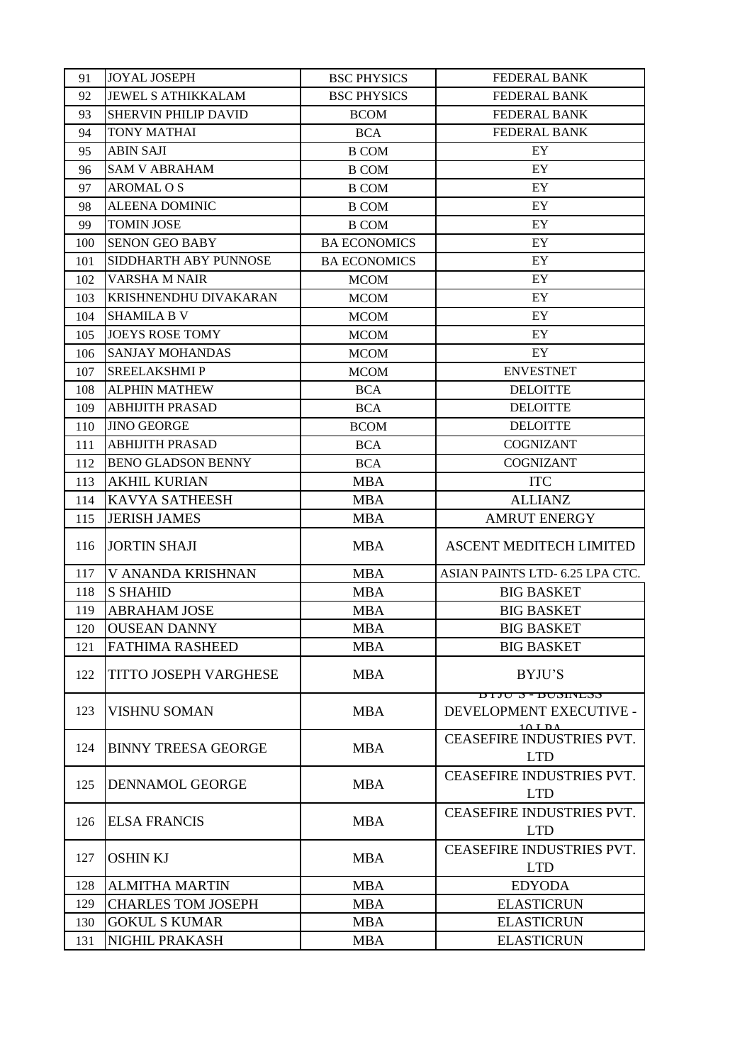| 91 | JOYAL JOSEPH | BSC PHYSICS | FEDERAL BANK |
|---|---|---|---|
| 92 | JEWEL S ATHIKKALAM | BSC PHYSICS | FEDERAL BANK |
| 93 | SHERVIN PHILIP DAVID | BCOM | FEDERAL BANK |
| 94 | TONY MATHAI | BCA | FEDERAL BANK |
| 95 | ABIN SAJI | B COM | EY |
| 96 | SAM V ABRAHAM | B COM | EY |
| 97 | AROMAL O S | B COM | EY |
| 98 | ALEENA DOMINIC | B COM | EY |
| 99 | TOMIN JOSE | B COM | EY |
| 100 | SENON GEO BABY | BA ECONOMICS | EY |
| 101 | SIDDHARTH ABY PUNNOSE | BA ECONOMICS | EY |
| 102 | VARSHA M NAIR | MCOM | EY |
| 103 | KRISHNENDHU DIVAKARAN | MCOM | EY |
| 104 | SHAMILA B V | MCOM | EY |
| 105 | JOEYS ROSE TOMY | MCOM | EY |
| 106 | SANJAY MOHANDAS | MCOM | EY |
| 107 | SREELAKSHMI P | MCOM | ENVESTNET |
| 108 | ALPHIN MATHEW | BCA | DELOITTE |
| 109 | ABHIJITH PRASAD | BCA | DELOITTE |
| 110 | JINO GEORGE | BCOM | DELOITTE |
| 111 | ABHIJITH PRASAD | BCA | COGNIZANT |
| 112 | BENO GLADSON BENNY | BCA | COGNIZANT |
| 113 | AKHIL KURIAN | MBA | ITC |
| 114 | KAVYA SATHEESH | MBA | ALLIANZ |
| 115 | JERISH JAMES | MBA | AMRUT ENERGY |
| 116 | JORTIN SHAJI | MBA | ASCENT MEDITECH LIMITED |
| 117 | V ANANDA KRISHNAN | MBA | ASIAN PAINTS LTD- 6.25 LPA CTC. |
| 118 | S SHAHID | MBA | BIG BASKET |
| 119 | ABRAHAM JOSE | MBA | BIG BASKET |
| 120 | OUSEAN DANNY | MBA | BIG BASKET |
| 121 | FATHIMA RASHEED | MBA | BIG BASKET |
| 122 | TITTO JOSEPH VARGHESE | MBA | BYJU'S |
| 123 | VISHNU SOMAN | MBA | BYJU'S - BUSINESS DEVELOPMENT EXECUTIVE - 10 LPA |
| 124 | BINNY TREESA GEORGE | MBA | CEASEFIRE INDUSTRIES PVT. LTD |
| 125 | DENNAMOL GEORGE | MBA | CEASEFIRE INDUSTRIES PVT. LTD |
| 126 | ELSA FRANCIS | MBA | CEASEFIRE INDUSTRIES PVT. LTD |
| 127 | OSHIN KJ | MBA | CEASEFIRE INDUSTRIES PVT. LTD |
| 128 | ALMITHA MARTIN | MBA | EDYODA |
| 129 | CHARLES TOM JOSEPH | MBA | ELASTICRUN |
| 130 | GOKUL S KUMAR | MBA | ELASTICRUN |
| 131 | NIGHIL PRAKASH | MBA | ELASTICRUN |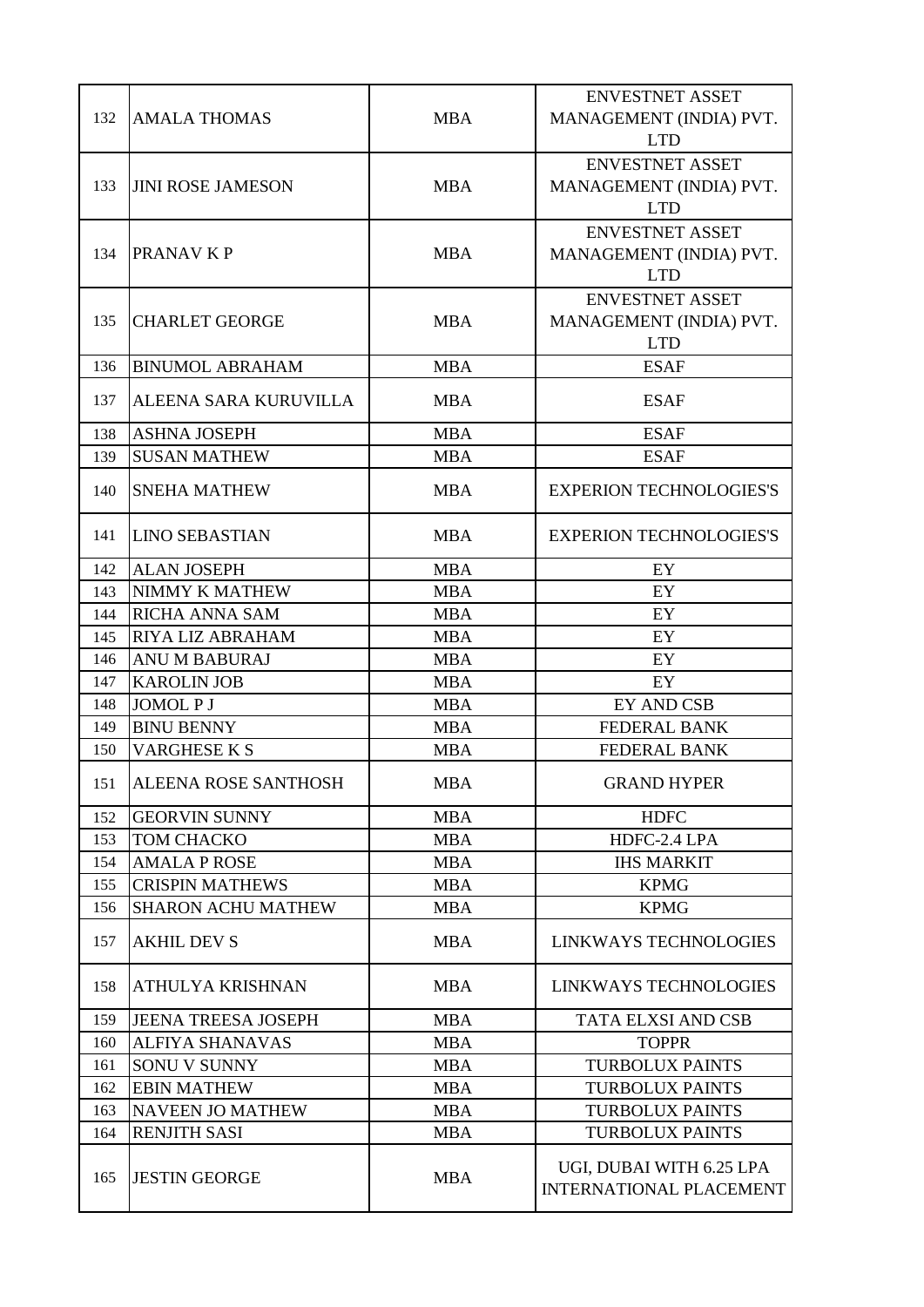| 132 | AMALA THOMAS | MBA | ENVESTNET ASSET MANAGEMENT (INDIA) PVT. LTD |
|---|---|---|---|
| 133 | JINI ROSE JAMESON | MBA | ENVESTNET ASSET MANAGEMENT (INDIA) PVT. LTD |
| 134 | PRANAV K P | MBA | ENVESTNET ASSET MANAGEMENT (INDIA) PVT. LTD |
| 135 | CHARLET GEORGE | MBA | ENVESTNET ASSET MANAGEMENT (INDIA) PVT. LTD |
| 136 | BINUMOL ABRAHAM | MBA | ESAF |
| 137 | ALEENA SARA KURUVILLA | MBA | ESAF |
| 138 | ASHNA JOSEPH | MBA | ESAF |
| 139 | SUSAN MATHEW | MBA | ESAF |
| 140 | SNEHA MATHEW | MBA | EXPERION TECHNOLOGIES'S |
| 141 | LINO SEBASTIAN | MBA | EXPERION TECHNOLOGIES'S |
| 142 | ALAN JOSEPH | MBA | EY |
| 143 | NIMMY K MATHEW | MBA | EY |
| 144 | RICHA ANNA SAM | MBA | EY |
| 145 | RIYA LIZ ABRAHAM | MBA | EY |
| 146 | ANU M BABURAJ | MBA | EY |
| 147 | KAROLIN JOB | MBA | EY |
| 148 | JOMOL P J | MBA | EY AND CSB |
| 149 | BINU BENNY | MBA | FEDERAL BANK |
| 150 | VARGHESE K S | MBA | FEDERAL BANK |
| 151 | ALEENA ROSE SANTHOSH | MBA | GRAND HYPER |
| 152 | GEORVIN SUNNY | MBA | HDFC |
| 153 | TOM CHACKO | MBA | HDFC-2.4 LPA |
| 154 | AMALA P ROSE | MBA | IHS MARKIT |
| 155 | CRISPIN MATHEWS | MBA | KPMG |
| 156 | SHARON ACHU MATHEW | MBA | KPMG |
| 157 | AKHIL DEV S | MBA | LINKWAYS TECHNOLOGIES |
| 158 | ATHULYA KRISHNAN | MBA | LINKWAYS TECHNOLOGIES |
| 159 | JEENA TREESA JOSEPH | MBA | TATA ELXSI AND CSB |
| 160 | ALFIYA SHANAVAS | MBA | TOPPR |
| 161 | SONU V SUNNY | MBA | TURBOLUX PAINTS |
| 162 | EBIN MATHEW | MBA | TURBOLUX PAINTS |
| 163 | NAVEEN JO MATHEW | MBA | TURBOLUX PAINTS |
| 164 | RENJITH SASI | MBA | TURBOLUX PAINTS |
| 165 | JESTIN GEORGE | MBA | UGI, DUBAI WITH 6.25 LPA INTERNATIONAL PLACEMENT |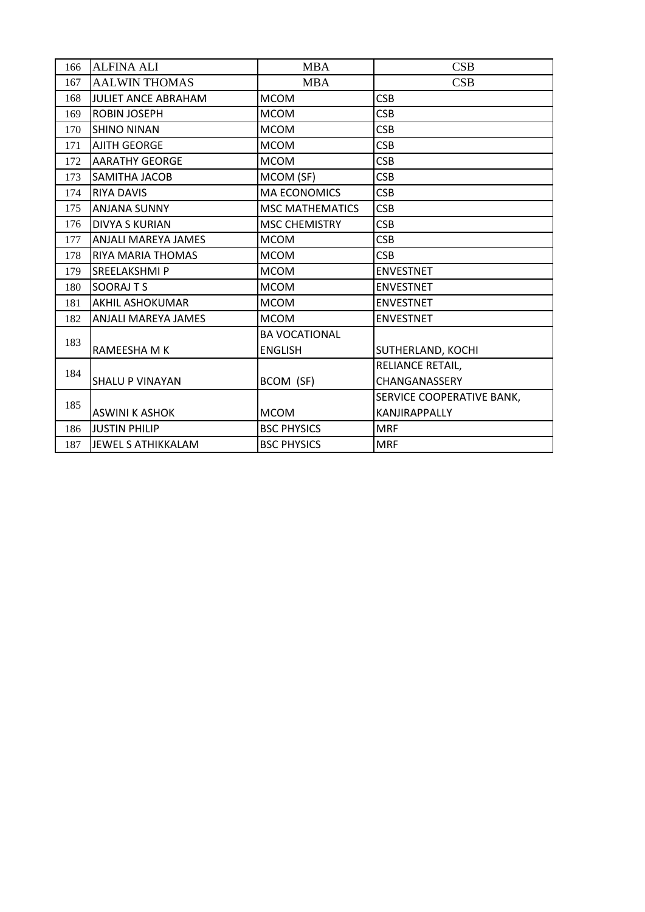| | | | |
|---|---|---|---|
| 166 | ALFINA ALI | MBA | CSB |
| 167 | AALWIN THOMAS | MBA | CSB |
| 168 | JULIET ANCE ABRAHAM | MCOM | CSB |
| 169 | ROBIN JOSEPH | MCOM | CSB |
| 170 | SHINO NINAN | MCOM | CSB |
| 171 | AJITH GEORGE | MCOM | CSB |
| 172 | AARATHY GEORGE | MCOM | CSB |
| 173 | SAMITHA JACOB | MCOM (SF) | CSB |
| 174 | RIYA DAVIS | MA ECONOMICS | CSB |
| 175 | ANJANA SUNNY | MSC MATHEMATICS | CSB |
| 176 | DIVYA S KURIAN | MSC CHEMISTRY | CSB |
| 177 | ANJALI MAREYA JAMES | MCOM | CSB |
| 178 | RIYA MARIA THOMAS | MCOM | CSB |
| 179 | SREELAKSHMI P | MCOM | ENVESTNET |
| 180 | SOORAJ T S | MCOM | ENVESTNET |
| 181 | AKHIL ASHOKUMAR | MCOM | ENVESTNET |
| 182 | ANJALI MAREYA JAMES | MCOM | ENVESTNET |
| 183 | RAMEESHA M K | BA VOCATIONAL ENGLISH | SUTHERLAND, KOCHI |
| 184 | SHALU P VINAYAN | BCOM (SF) | RELIANCE RETAIL, CHANGANASSERY |
| 185 | ASWINI K ASHOK | MCOM | SERVICE COOPERATIVE BANK, KANJIRAPPALLY |
| 186 | JUSTIN PHILIP | BSC PHYSICS | MRF |
| 187 | JEWEL S ATHIKKALAM | BSC PHYSICS | MRF |